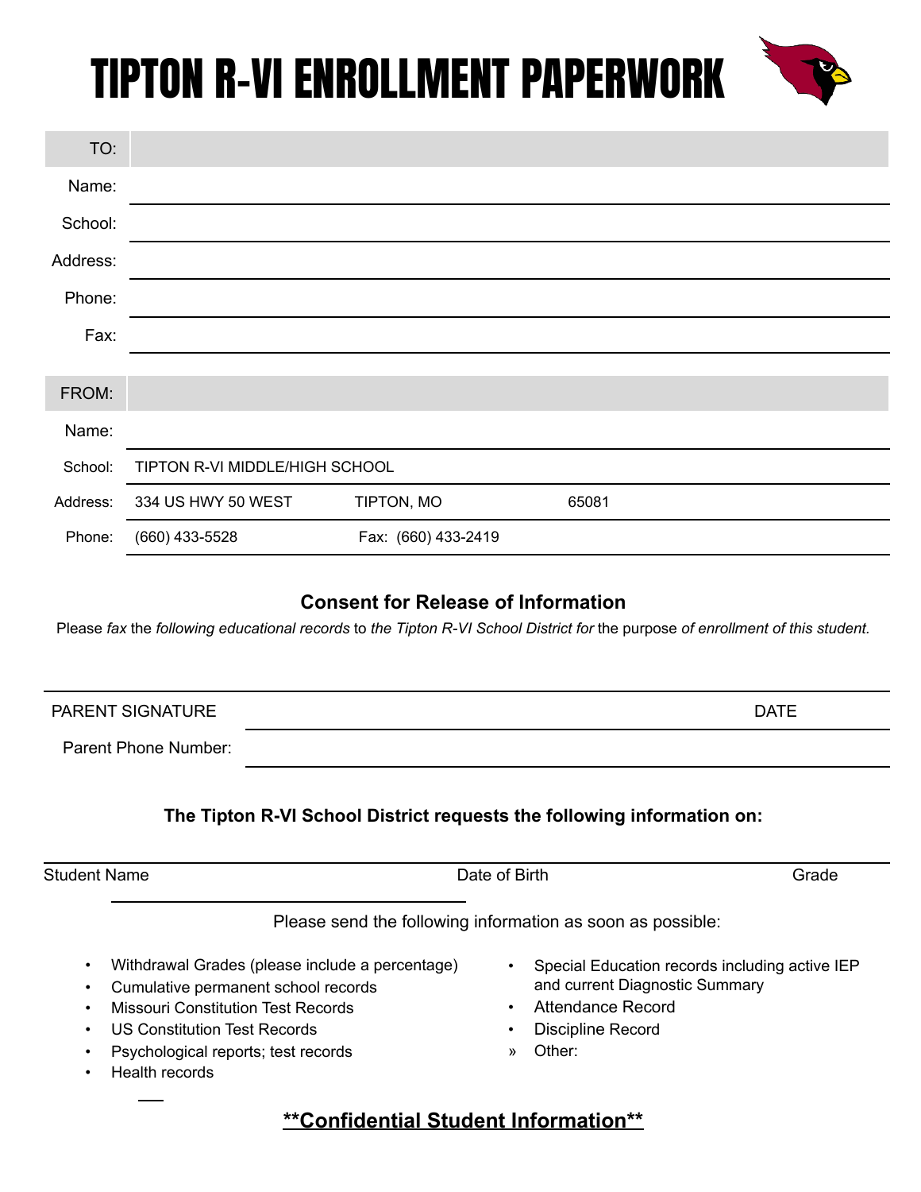# TIPTON R-VI ENROLLMENT PAPERWORK

| TO: | | | |
|---|---|---|---|
| Name: | | | |
| School: | | | |
| Address: | | | |
| Phone: | | | |
| Fax: | | | |

| FROM: | | | |
|---|---|---|---|
| Name: | | | |
| School: | TIPTON R-VI MIDDLE/HIGH SCHOOL | | |
| Address: | 334 US HWY 50 WEST | TIPTON, MO | 65081 |
| Phone: | (660) 433-5528 | Fax: (660) 433-2419 | |

### Consent for Release of Information

Please *fax* the *following educational records* to *the Tipton R-VI School District for* the purpose *of enrollment of this student.*

PARENT SIGNATURE ______________________________ DATE

Parent Phone Number: ______________________________

### The Tipton R-VI School District requests the following information on:

Student Name ______________________________ Date of Birth ______________ Grade ______

Please send the following information as soon as possible:

- Withdrawal Grades (please include a percentage)
- Cumulative permanent school records
- Missouri Constitution Test Records
- US Constitution Test Records
- Psychological reports; test records
- Health records
- Special Education records including active IEP and current Diagnostic Summary
- Attendance Record
- Discipline Record
- Other:

**<u>\*\*Confidential Student Information\*\*</u>**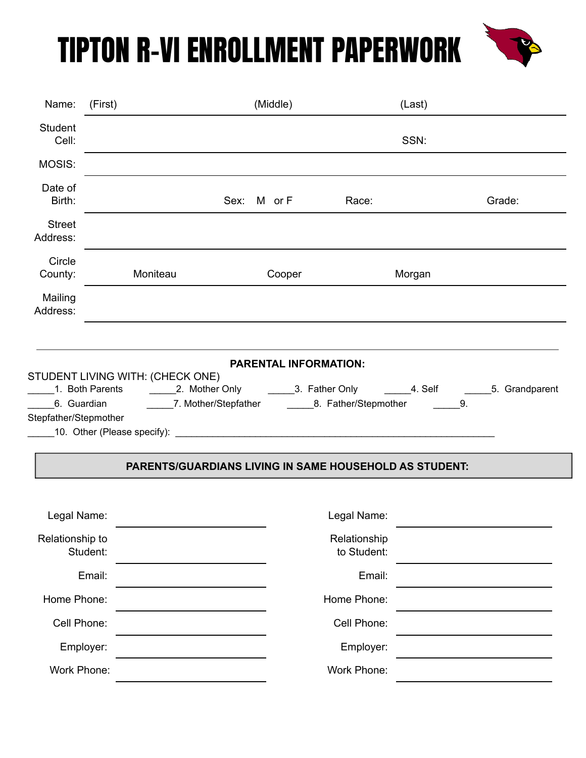# TIPTON R-VI ENROLLMENT PAPERWORK

Name: (First) (Middle) (Last)

Student Cell: SSN:

MOSIS:

Date of Birth: Sex: M or F Race: Grade:

Street Address:

Circle County: Moniteau Cooper Morgan

Mailing Address:

---

**PARENTAL INFORMATION:**

STUDENT LIVING WITH: (CHECK ONE)

_____1. Both Parents _____2. Mother Only _____3. Father Only _____4. Self _____5. Grandparent

_____6. Guardian _____7. Mother/Stepfather _____8. Father/Stepmother _____9. Stepfather/Stepmother

_____10. Other (Please specify): ____________________________________________________________

**PARENTS/GUARDIANS LIVING IN SAME HOUSEHOLD AS STUDENT:**

| | | | |
|---|---|---|---|
| Legal Name: | | Legal Name: | |
| Relationship to Student: | | Relationship to Student: | |
| Email: | | Email: | |
| Home Phone: | | Home Phone: | |
| Cell Phone: | | Cell Phone: | |
| Employer: | | Employer: | |
| Work Phone: | | Work Phone: | |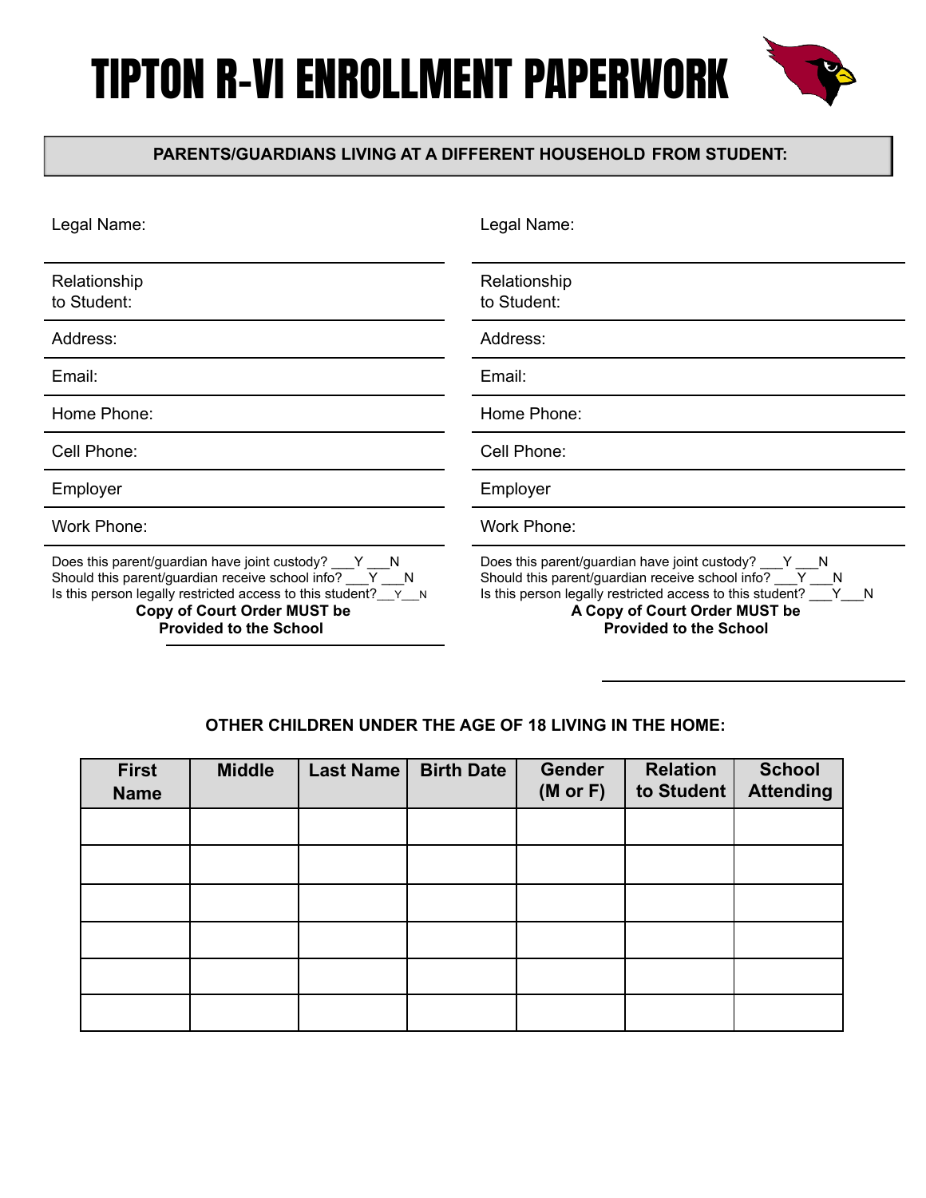# TIPTON R-VI ENROLLMENT PAPERWORK

**PARENTS/GUARDIANS LIVING AT A DIFFERENT HOUSEHOLD FROM STUDENT:**

Legal Name:

Relationship to Student:

Address:

Email:

Home Phone:

Cell Phone:

Employer

Work Phone:

Does this parent/guardian have joint custody? ___Y ___N
Should this parent/guardian receive school info? ___Y ___N
Is this person legally restricted access to this student?___Y___N

**Copy of Court Order MUST be Provided to the School**

Legal Name:

Relationship to Student:

Address:

Email:

Home Phone:

Cell Phone:

Employer

Work Phone:

Does this parent/guardian have joint custody? ___Y ___N
Should this parent/guardian receive school info? ___Y ___N
Is this person legally restricted access to this student? ___Y___N

**A Copy of Court Order MUST be Provided to the School**

**OTHER CHILDREN UNDER THE AGE OF 18 LIVING IN THE HOME:**

| First Name | Middle | Last Name | Birth Date | Gender (M or F) | Relation to Student | School Attending |
|---|---|---|---|---|---|---|
| | | | | | | |
| | | | | | | |
| | | | | | | |
| | | | | | | |
| | | | | | | |
| | | | | | | |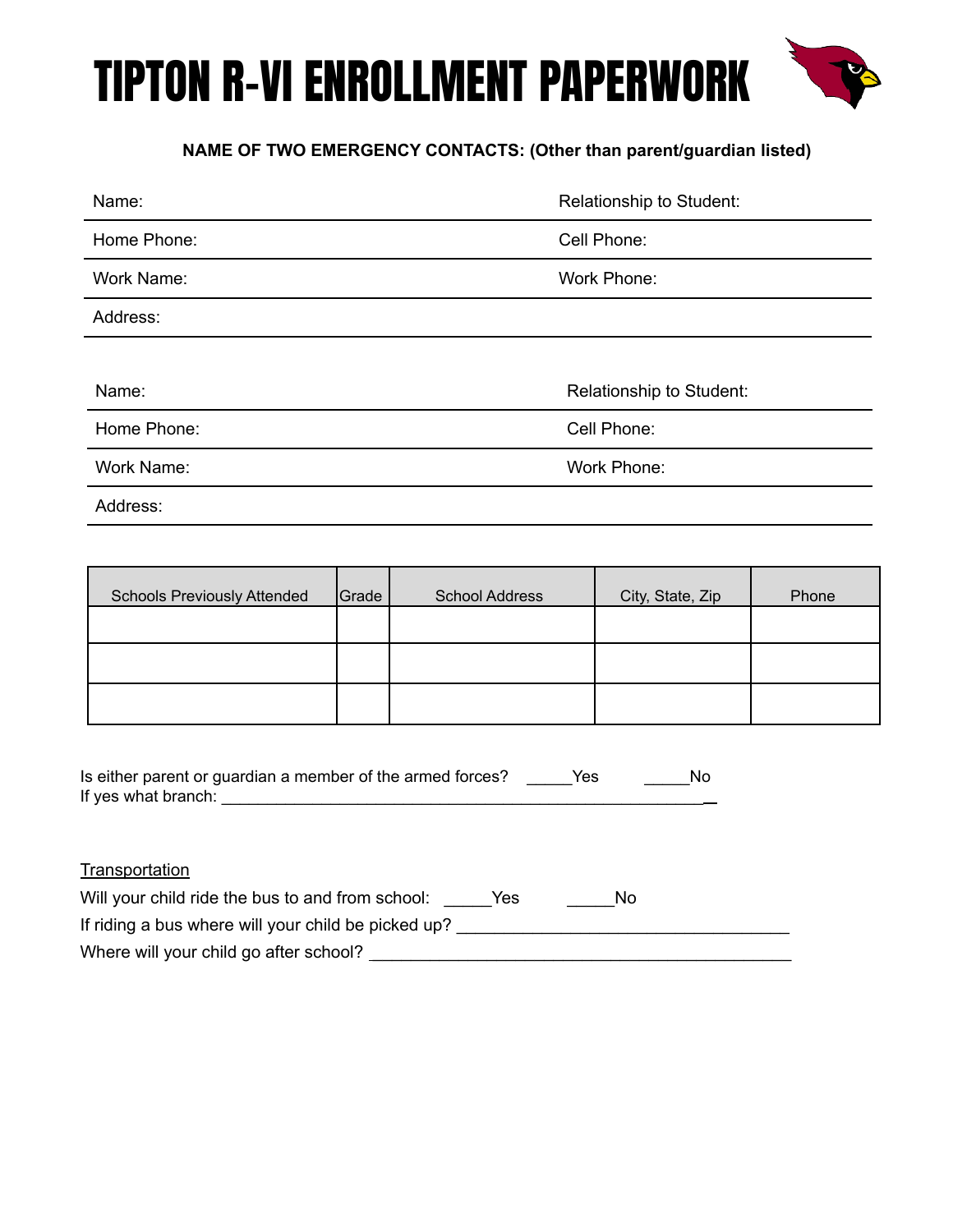# TIPTON R-VI ENROLLMENT PAPERWORK

**NAME OF TWO EMERGENCY CONTACTS: (Other than parent/guardian listed)**

| | |
|---|---|
| Name: | Relationship to Student: |
| Home Phone: | Cell Phone: |
| Work Name: | Work Phone: |
| Address: | |

| | |
|---|---|
| Name: | Relationship to Student: |
| Home Phone: | Cell Phone: |
| Work Name: | Work Phone: |
| Address: | |

| Schools Previously Attended | Grade | School Address | City, State, Zip | Phone |
|---|---|---|---|---|
| | | | | |
| | | | | |
| | | | | |

Is either parent or guardian a member of the armed forces? _____Yes _____No
If yes what branch: ___________________________________________________________

<u>Transportation</u>

Will your child ride the bus to and from school: _____Yes _____No

If riding a bus where will your child be picked up? ___________________________________

Where will your child go after school? _____________________________________________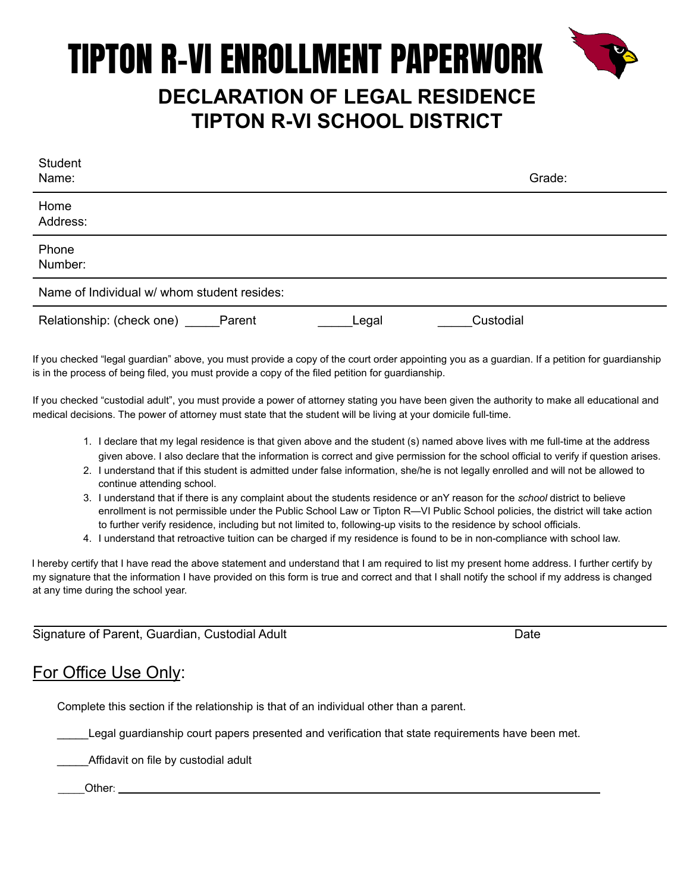# TIPTON R-VI ENROLLMENT PAPERWORK

## DECLARATION OF LEGAL RESIDENCE
## TIPTON R-VI SCHOOL DISTRICT

Student Name: Grade:

Home Address:

Phone Number:

Name of Individual w/ whom student resides:

Relationship: (check one) _____Parent _____Legal _____Custodial

If you checked "legal guardian" above, you must provide a copy of the court order appointing you as a guardian. If a petition for guardianship is in the process of being filed, you must provide a copy of the filed petition for guardianship.

If you checked "custodial adult", you must provide a power of attorney stating you have been given the authority to make all educational and medical decisions. The power of attorney must state that the student will be living at your domicile full-time.

1. I declare that my legal residence is that given above and the student (s) named above lives with me full-time at the address given above. I also declare that the information is correct and give permission for the school official to verify if question arises.
2. I understand that if this student is admitted under false information, she/he is not legally enrolled and will not be allowed to continue attending school.
3. I understand that if there is any complaint about the students residence or anY reason for the *school* district to believe enrollment is not permissible under the Public School Law or Tipton R—VI Public School policies, the district will take action to further verify residence, including but not limited to, following-up visits to the residence by school officials.
4. I understand that retroactive tuition can be charged if my residence is found to be in non-compliance with school law.

I hereby certify that I have read the above statement and understand that I am required to list my present home address. I further certify by my signature that the information I have provided on this form is true and correct and that I shall notify the school if my address is changed at any time during the school year.

Signature of Parent, Guardian, Custodial Adult Date

## For Office Use Only:

Complete this section if the relationship is that of an individual other than a parent.

_____Legal guardianship court papers presented and verification that state requirements have been met.

_____Affidavit on file by custodial adult

_____Other: ____________________________________________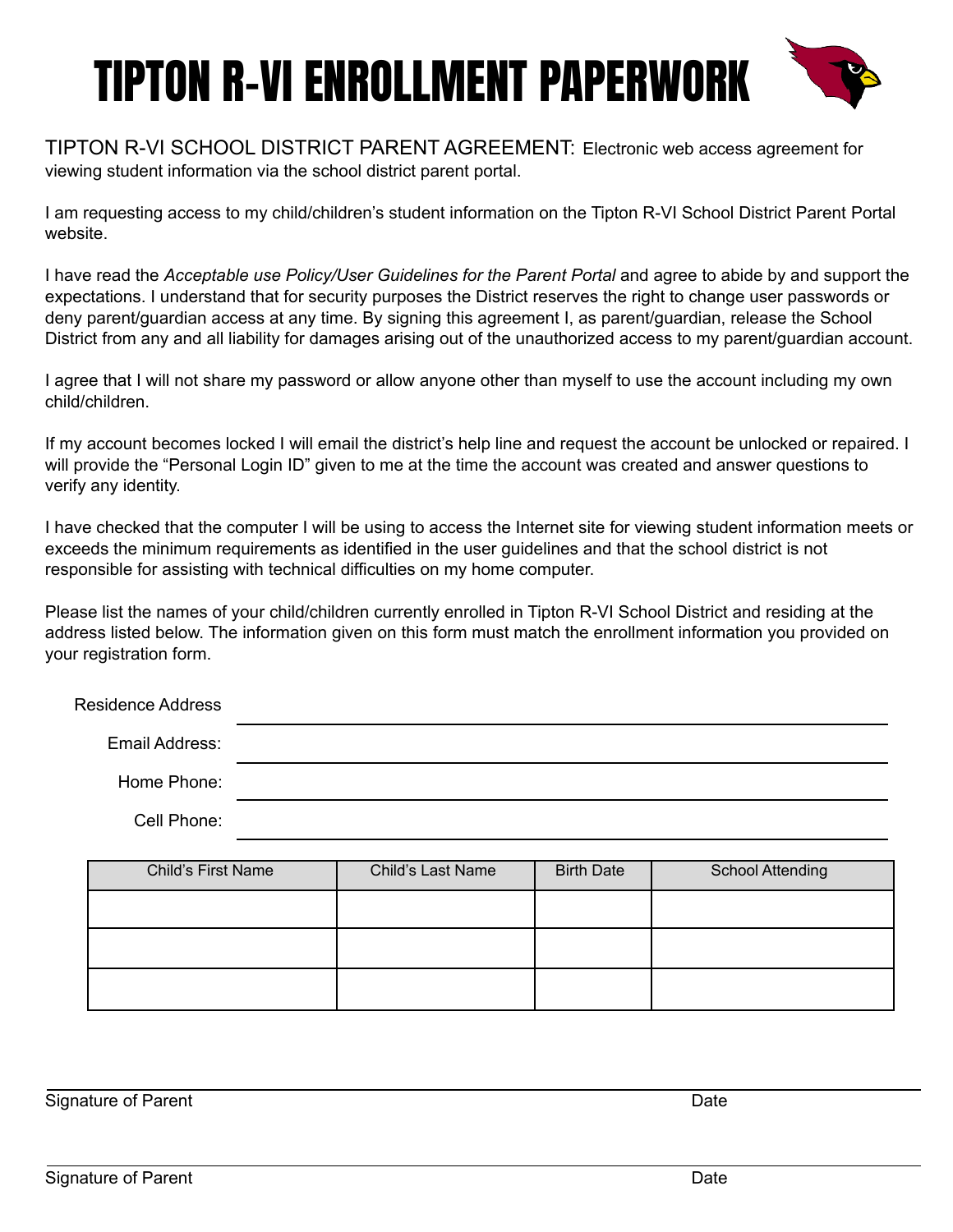# TIPTON R-VI ENROLLMENT PAPERWORK

TIPTON R-VI SCHOOL DISTRICT PARENT AGREEMENT: Electronic web access agreement for viewing student information via the school district parent portal.

I am requesting access to my child/children's student information on the Tipton R-VI School District Parent Portal website.

I have read the *Acceptable use Policy/User Guidelines for the Parent Portal* and agree to abide by and support the expectations. I understand that for security purposes the District reserves the right to change user passwords or deny parent/guardian access at any time. By signing this agreement I, as parent/guardian, release the School District from any and all liability for damages arising out of the unauthorized access to my parent/guardian account.

I agree that I will not share my password or allow anyone other than myself to use the account including my own child/children.

If my account becomes locked I will email the district's help line and request the account be unlocked or repaired. I will provide the "Personal Login ID" given to me at the time the account was created and answer questions to verify any identity.

I have checked that the computer I will be using to access the Internet site for viewing student information meets or exceeds the minimum requirements as identified in the user guidelines and that the school district is not responsible for assisting with technical difficulties on my home computer.

Please list the names of your child/children currently enrolled in Tipton R-VI School District and residing at the address listed below. The information given on this form must match the enrollment information you provided on your registration form.

Residence Address \_\_\_\_\_\_\_\_\_\_\_\_\_\_\_\_\_\_\_\_\_\_\_\_\_\_\_\_\_\_\_\_

Email Address: \_\_\_\_\_\_\_\_\_\_\_\_\_\_\_\_\_\_\_\_\_\_\_\_\_\_\_\_\_\_\_\_

Home Phone: \_\_\_\_\_\_\_\_\_\_\_\_\_\_\_\_\_\_\_\_\_\_\_\_\_\_\_\_\_\_\_\_

Cell Phone: \_\_\_\_\_\_\_\_\_\_\_\_\_\_\_\_\_\_\_\_\_\_\_\_\_\_\_\_\_\_\_\_

| Child's First Name | Child's Last Name | Birth Date | School Attending |
|---|---|---|---|
| | | | |
| | | | |
| | | | |

\_\_\_\_\_\_\_\_\_\_\_\_\_\_\_\_\_\_\_\_\_\_\_\_\_\_\_\_\_\_\_\_\_\_\_\_\_\_\_\_\_\_\_\_\_\_\_\_

Signature of Parent                                        Date

\_\_\_\_\_\_\_\_\_\_\_\_\_\_\_\_\_\_\_\_\_\_\_\_\_\_\_\_\_\_\_\_\_\_\_\_\_\_\_\_\_\_\_\_\_\_\_\_

Signature of Parent                                        Date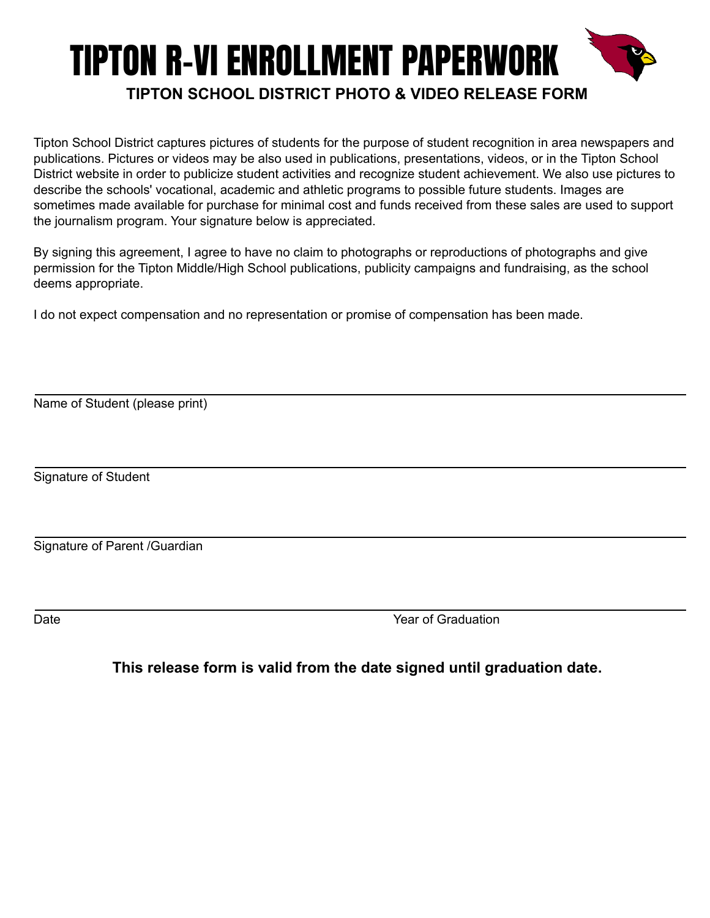# TIPTON R-VI ENROLLMENT PAPERWORK

## TIPTON SCHOOL DISTRICT PHOTO & VIDEO RELEASE FORM

Tipton School District captures pictures of students for the purpose of student recognition in area newspapers and publications. Pictures or videos may be also used in publications, presentations, videos, or in the Tipton School District website in order to publicize student activities and recognize student achievement. We also use pictures to describe the schools' vocational, academic and athletic programs to possible future students. Images are sometimes made available for purchase for minimal cost and funds received from these sales are used to support the journalism program. Your signature below is appreciated.

By signing this agreement, I agree to have no claim to photographs or reproductions of photographs and give permission for the Tipton Middle/High School publications, publicity campaigns and fundraising, as the school deems appropriate.

I do not expect compensation and no representation or promise of compensation has been made.

______________________________________________
Name of Student (please print)

______________________________________________
Signature of Student

______________________________________________
Signature of Parent /Guardian

______________________________________________
Date                                        Year of Graduation

**This release form is valid from the date signed until graduation date.**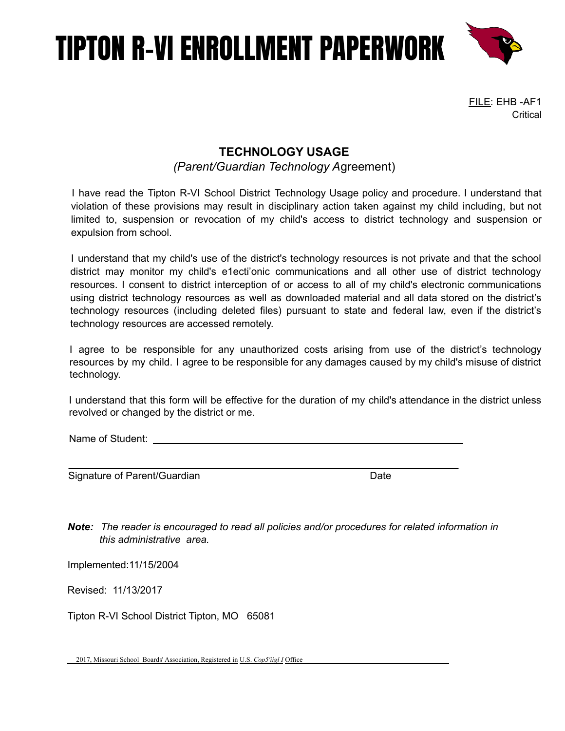# TIPTON R-VI ENROLLMENT PAPERWORK

FILE: EHB -AF1
Critical

## TECHNOLOGY USAGE

*(Parent/Guardian Technology A*greement)

I have read the Tipton R-VI School District Technology Usage policy and procedure. I understand that violation of these provisions may result in disciplinary action taken against my child including, but not limited to, suspension or revocation of my child's access to district technology and suspension or expulsion from school.

I understand that my child's use of the district's technology resources is not private and that the school district may monitor my child's e1ecti'onic communications and all other use of district technology resources. I consent to district interception of or access to all of my child's electronic communications using district technology resources as well as downloaded material and all data stored on the district's technology resources (including deleted files) pursuant to state and federal law, even if the district's technology resources are accessed remotely.

I agree to be responsible for any unauthorized costs arising from use of the district's technology resources by my child. I agree to be responsible for any damages caused by my child's misuse of district technology.

I understand that this form will be effective for the duration of my child's attendance in the district unless revolved or changed by the district or me.

Name of Student: ________________________________________________

_________________________________________________________________
Signature of Parent/Guardian                                                                                    Date

***Note:*** *The reader is encouraged to read all policies and/or procedures for related information in this administrative area.*

Implemented:11/15/2004

Revised: 11/13/2017

Tipton R-VI School District Tipton, MO 65081

2017, Missouri School Boards' Association, Registered in U.S. *Cop5'iigl I* Office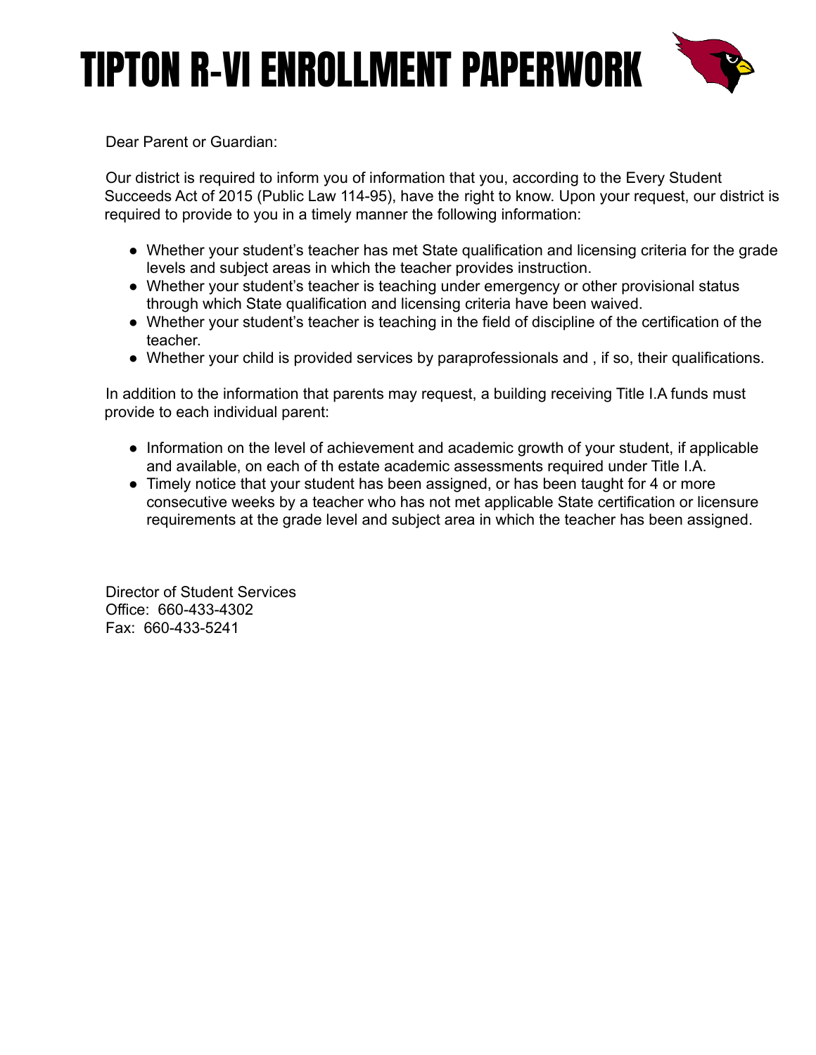# TIPTON R-VI ENROLLMENT PAPERWORK

Dear Parent or Guardian:

Our district is required to inform you of information that you, according to the Every Student Succeeds Act of 2015 (Public Law 114-95), have the right to know. Upon your request, our district is required to provide to you in a timely manner the following information:

- Whether your student's teacher has met State qualification and licensing criteria for the grade levels and subject areas in which the teacher provides instruction.
- Whether your student's teacher is teaching under emergency or other provisional status through which State qualification and licensing criteria have been waived.
- Whether your student's teacher is teaching in the field of discipline of the certification of the teacher.
- Whether your child is provided services by paraprofessionals and , if so, their qualifications.

In addition to the information that parents may request, a building receiving Title I.A funds must provide to each individual parent:

- Information on the level of achievement and academic growth of your student, if applicable and available, on each of th estate academic assessments required under Title I.A.
- Timely notice that your student has been assigned, or has been taught for 4 or more consecutive weeks by a teacher who has not met applicable State certification or licensure requirements at the grade level and subject area in which the teacher has been assigned.

Director of Student Services
Office: 660-433-4302
Fax: 660-433-5241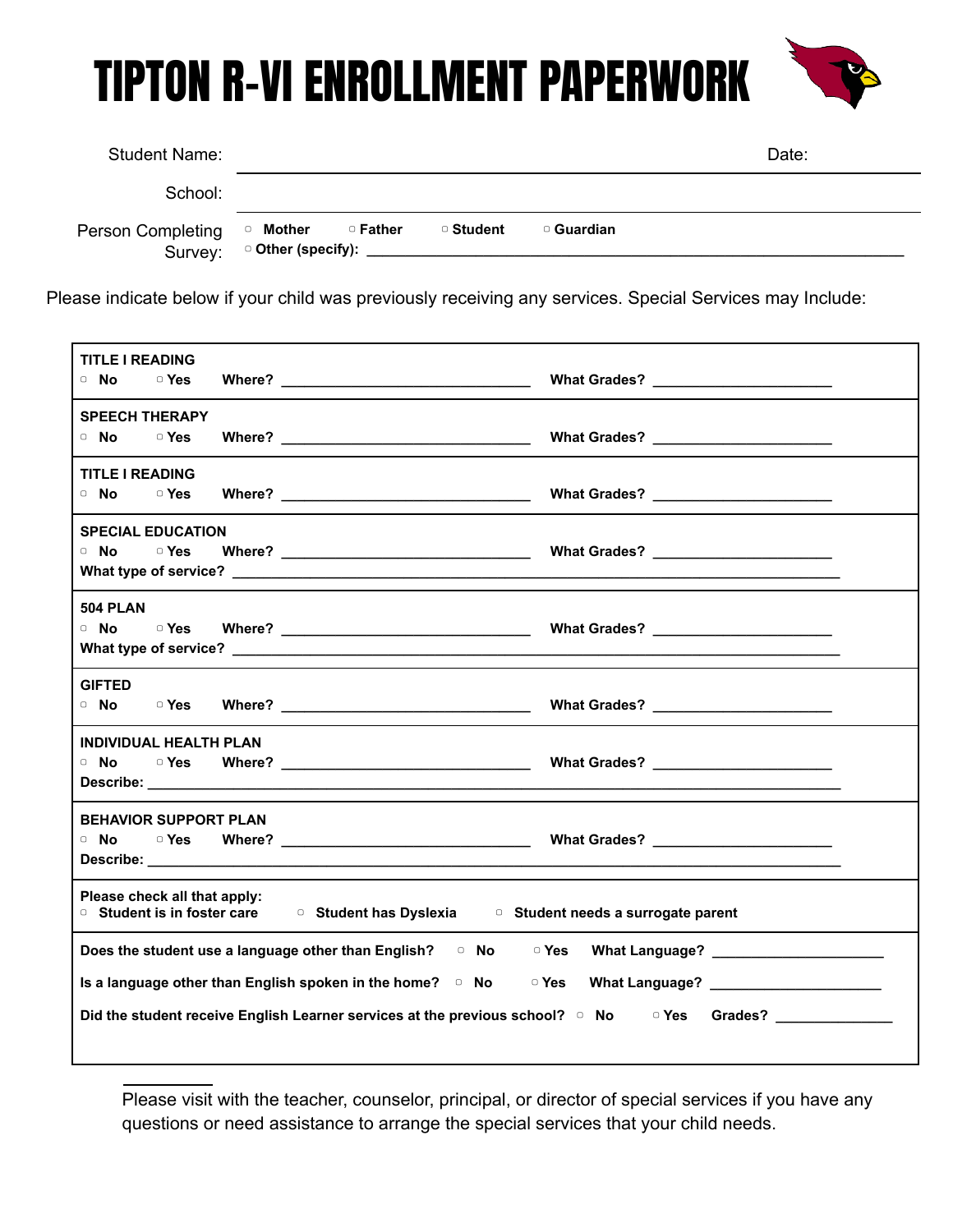# TIPTON R-VI ENROLLMENT PAPERWORK

Student Name: ______________________________ Date: ____________

School: ______________________________

Person Completing Survey: ▢ **Mother** ▢ **Father** ▢ **Student** ▢ **Guardian**
▢ **Other (specify):** ______________________________

Please indicate below if your child was previously receiving any services. Special Services may Include:

**TITLE I READING**
▢ **No** ▢ **Yes** **Where?** ______________________________ **What Grades?** ____________________

**SPEECH THERAPY**
▢ **No** ▢ **Yes** **Where?** ______________________________ **What Grades?** ____________________

**TITLE I READING**
▢ **No** ▢ **Yes** **Where?** ______________________________ **What Grades?** ____________________

**SPECIAL EDUCATION**
▢ **No** ▢ **Yes** **Where?** ______________________________ **What Grades?** ____________________
**What type of service?** ______________________________

**504 PLAN**
▢ **No** ▢ **Yes** **Where?** ______________________________ **What Grades?** ____________________
**What type of service?** ______________________________

**GIFTED**
▢ **No** ▢ **Yes** **Where?** ______________________________ **What Grades?** ____________________

**INDIVIDUAL HEALTH PLAN**
▢ **No** ▢ **Yes** **Where?** ______________________________ **What Grades?** ____________________
**Describe:** ______________________________

**BEHAVIOR SUPPORT PLAN**
▢ **No** ▢ **Yes** **Where?** ______________________________ **What Grades?** ____________________
**Describe:** ______________________________

**Please check all that apply:**
▢ **Student is in foster care** ▢ **Student has Dyslexia** ▢ **Student needs a surrogate parent**

**Does the student use a language other than English?** ▢ **No** ▢ **Yes** **What Language?** ____________________

**Is a language other than English spoken in the home?** ▢ **No** ▢ **Yes** **What Language?** ____________________

**Did the student receive English Learner services at the previous school?** ▢ **No** ▢ **Yes** **Grades?** ____________

Please visit with the teacher, counselor, principal, or director of special services if you have any questions or need assistance to arrange the special services that your child needs.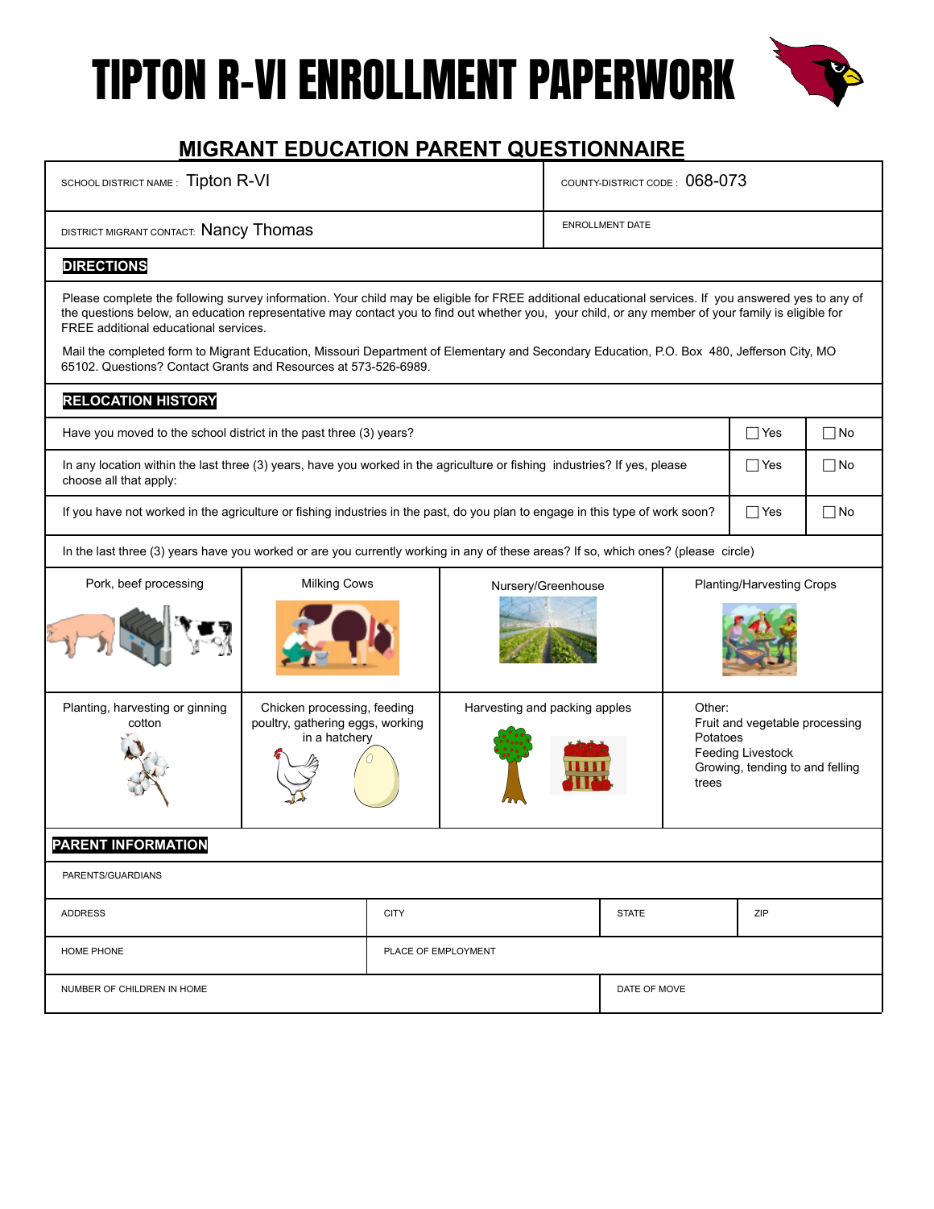# TIPTON R-VI ENROLLMENT PAPERWORK

## MIGRANT EDUCATION PARENT QUESTIONNAIRE

| SCHOOL DISTRICT NAME: Tipton R-VI | COUNTY-DISTRICT CODE: 068-073 |
|---|---|
| DISTRICT MIGRANT CONTACT: Nancy Thomas | ENROLLMENT DATE |

**DIRECTIONS**

Please complete the following survey information. Your child may be eligible for FREE additional educational services. If you answered yes to any of the questions below, an education representative may contact you to find out whether you, your child, or any member of your family is eligible for FREE additional educational services.

Mail the completed form to Migrant Education, Missouri Department of Elementary and Secondary Education, P.O. Box 480, Jefferson City, MO 65102. Questions? Contact Grants and Resources at 573-526-6989.

**RELOCATION HISTORY**

| Question | | |
|---|---|---|
| Have you moved to the school district in the past three (3) years? | ☐ Yes | ☐ No |
| In any location within the last three (3) years, have you worked in the agriculture or fishing industries? If yes, please choose all that apply: | ☐ Yes | ☐ No |
| If you have not worked in the agriculture or fishing industries in the past, do you plan to engage in this type of work soon? | ☐ Yes | ☐ No |

In the last three (3) years have you worked or are you currently working in any of these areas? If so, which ones? (please circle)

| | | | |
|---|---|---|---|
| Pork, beef processing | Milking Cows | Nursery/Greenhouse | Planting/Harvesting Crops |
| Planting, harvesting or ginning cotton | Chicken processing, feeding poultry, gathering eggs, working in a hatchery | Harvesting and packing apples | Other:<br>Fruit and vegetable processing<br>Potatoes<br>Feeding Livestock<br>Growing, tending to and felling trees |

**PARENT INFORMATION**

| PARENTS/GUARDIANS | | | |
|---|---|---|---|
| ADDRESS | CITY | STATE | ZIP |
| HOME PHONE | PLACE OF EMPLOYMENT | | |
| NUMBER OF CHILDREN IN HOME | | DATE OF MOVE | |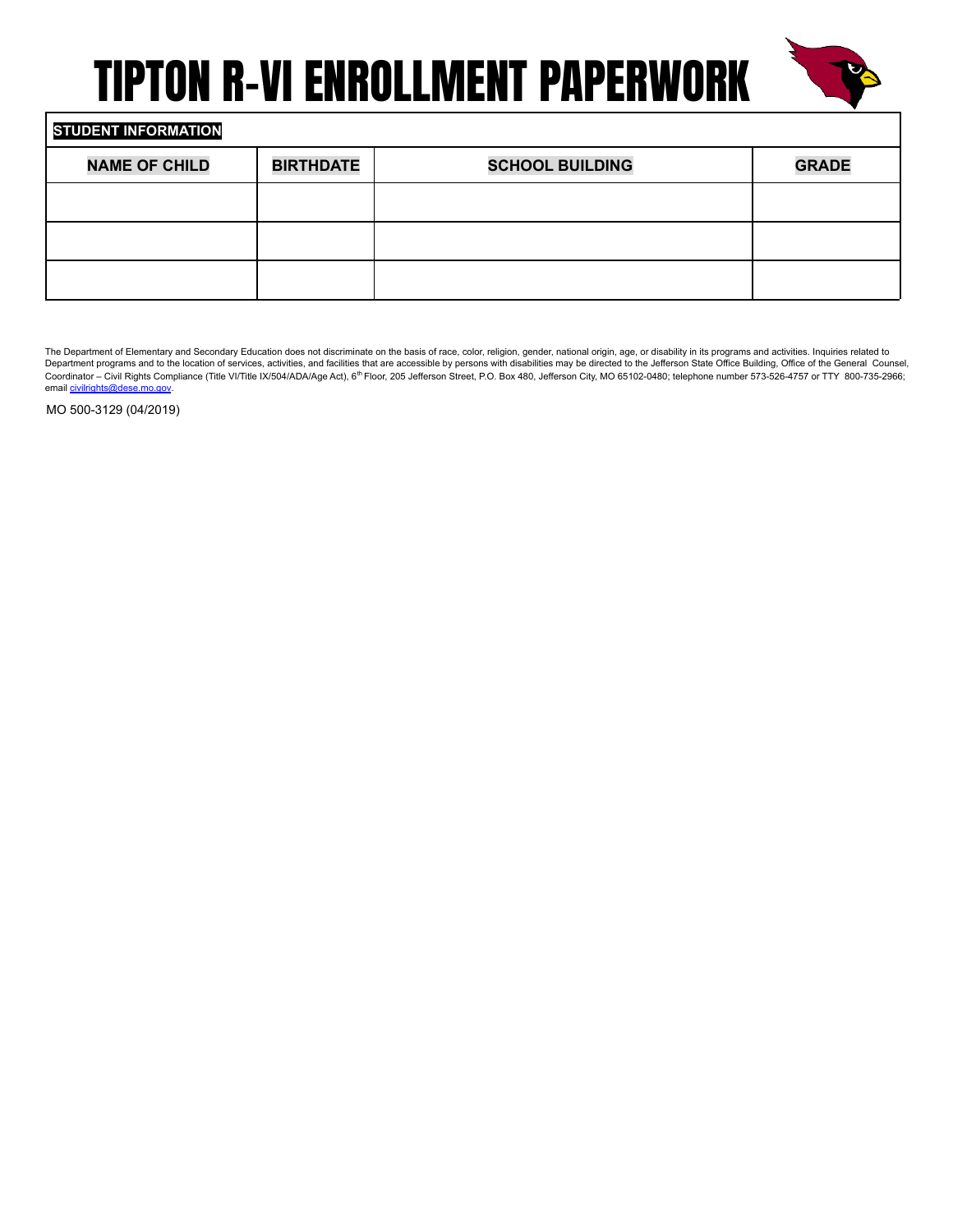# TIPTON R-VI ENROLLMENT PAPERWORK

**STUDENT INFORMATION**

| NAME OF CHILD | BIRTHDATE | SCHOOL BUILDING | GRADE |
| --- | --- | --- | --- |
| | | | |
| | | | |
| | | | |

The Department of Elementary and Secondary Education does not discriminate on the basis of race, color, religion, gender, national origin, age, or disability in its programs and activities. Inquiries related to Department programs and to the location of services, activities, and facilities that are accessible by persons with disabilities may be directed to the Jefferson State Office Building, Office of the General Counsel, Coordinator – Civil Rights Compliance (Title VI/Title IX/504/ADA/Age Act), 6th Floor, 205 Jefferson Street, P.O. Box 480, Jefferson City, MO 65102-0480; telephone number 573-526-4757 or TTY 800-735-2966; email civilrights@dese.mo.gov.

MO 500-3129 (04/2019)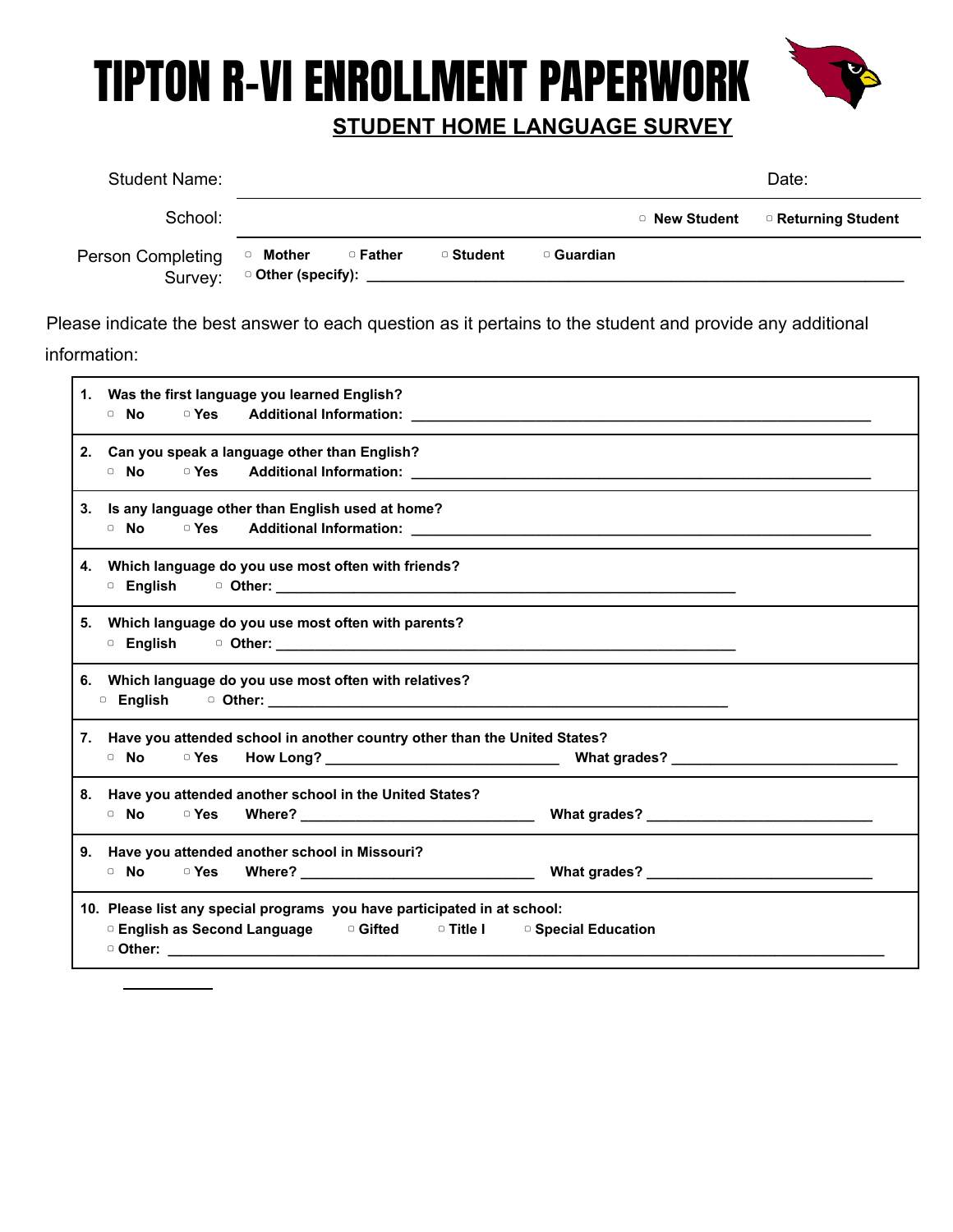# TIPTON R-VI ENROLLMENT PAPERWORK

## STUDENT HOME LANGUAGE SURVEY

Student Name: ______________________ Date: ____________

School: ______________________ ▢ **New Student** ▢ **Returning Student**

Person Completing Survey: ▢ **Mother** ▢ **Father** ▢ **Student** ▢ **Guardian**
▢ **Other (specify):** ______________________________________________

Please indicate the best answer to each question as it pertains to the student and provide any additional information:

1. **Was the first language you learned English?**
   ▢ **No** ▢ **Yes** **Additional Information:** ______________________________________________

2. **Can you speak a language other than English?**
   ▢ **No** ▢ **Yes** **Additional Information:** ______________________________________________

3. **Is any language other than English used at home?**
   ▢ **No** ▢ **Yes** **Additional Information:** ______________________________________________

4. **Which language do you use most often with friends?**
   ▢ **English** ▢ **Other:** ______________________________________________

5. **Which language do you use most often with parents?**
   ▢ **English** ▢ **Other:** ______________________________________________

6. **Which language do you use most often with relatives?**
   ▢ **English** ▢ **Other:** ______________________________________________

7. **Have you attended school in another country other than the United States?**
   ▢ **No** ▢ **Yes** **How Long?** ______________________ **What grades?** ______________________

8. **Have you attended another school in the United States?**
   ▢ **No** ▢ **Yes** **Where?** ______________________ **What grades?** ______________________

9. **Have you attended another school in Missouri?**
   ▢ **No** ▢ **Yes** **Where?** ______________________ **What grades?** ______________________

10. **Please list any special programs you have participated in at school:**
    ▢ **English as Second Language** ▢ **Gifted** ▢ **Title I** ▢ **Special Education**
    ▢ **Other:** ______________________________________________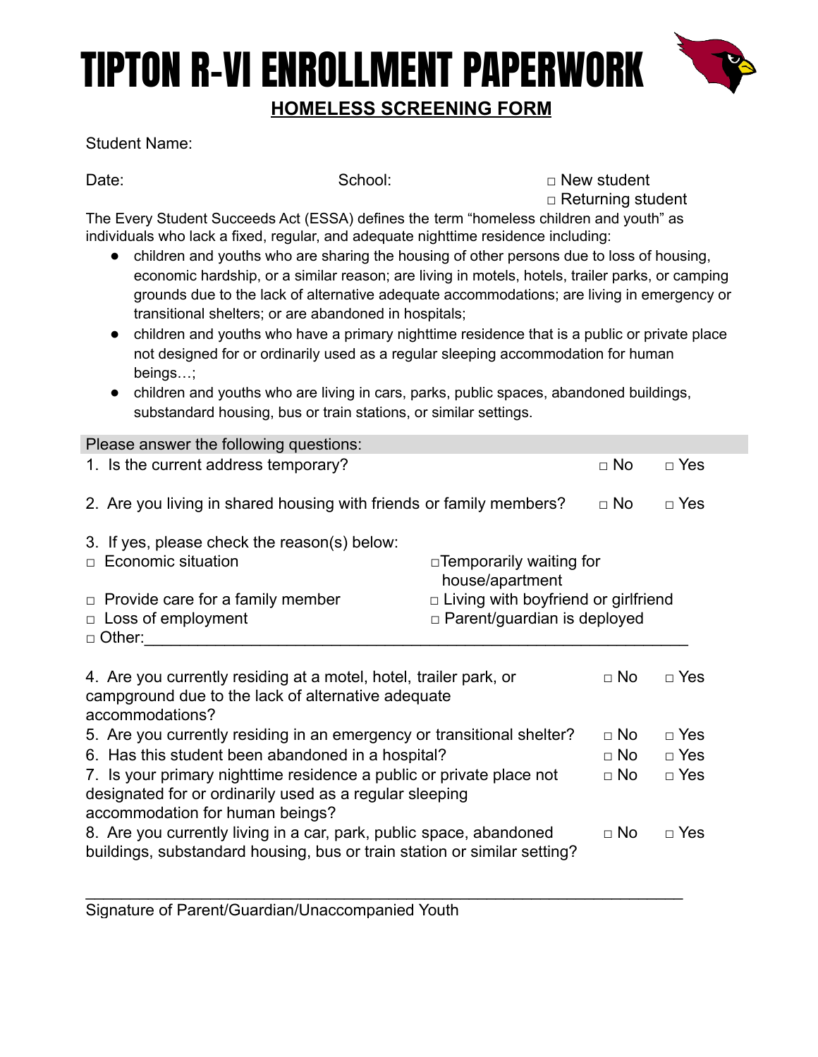# TIPTON R-VI ENROLLMENT PAPERWORK

## HOMELESS SCREENING FORM

Student Name:

Date: School: □ New student
□ Returning student

The Every Student Succeeds Act (ESSA) defines the term "homeless children and youth" as individuals who lack a fixed, regular, and adequate nighttime residence including:

- children and youths who are sharing the housing of other persons due to loss of housing, economic hardship, or a similar reason; are living in motels, hotels, trailer parks, or camping grounds due to the lack of alternative adequate accommodations; are living in emergency or transitional shelters; or are abandoned in hospitals;
- children and youths who have a primary nighttime residence that is a public or private place not designed for or ordinarily used as a regular sleeping accommodation for human beings…;
- children and youths who are living in cars, parks, public spaces, abandoned buildings, substandard housing, bus or train stations, or similar settings.

Please answer the following questions:

1. Is the current address temporary? □ No □ Yes

2. Are you living in shared housing with friends or family members? □ No □ Yes

3. If yes, please check the reason(s) below:

□ Economic situation
□ Temporarily waiting for house/apartment
□ Provide care for a family member
□ Living with boyfriend or girlfriend
□ Loss of employment
□ Parent/guardian is deployed
□ Other:_______________________________________________________________

4. Are you currently residing at a motel, hotel, trailer park, or campground due to the lack of alternative adequate accommodations? □ No □ Yes

5. Are you currently residing in an emergency or transitional shelter? □ No □ Yes

6. Has this student been abandoned in a hospital? □ No □ Yes

7. Is your primary nighttime residence a public or private place not designated for or ordinarily used as a regular sleeping accommodation for human beings? □ No □ Yes

8. Are you currently living in a car, park, public space, abandoned buildings, substandard housing, bus or train station or similar setting? □ No □ Yes

_________________________________________________________________

Signature of Parent/Guardian/Unaccompanied Youth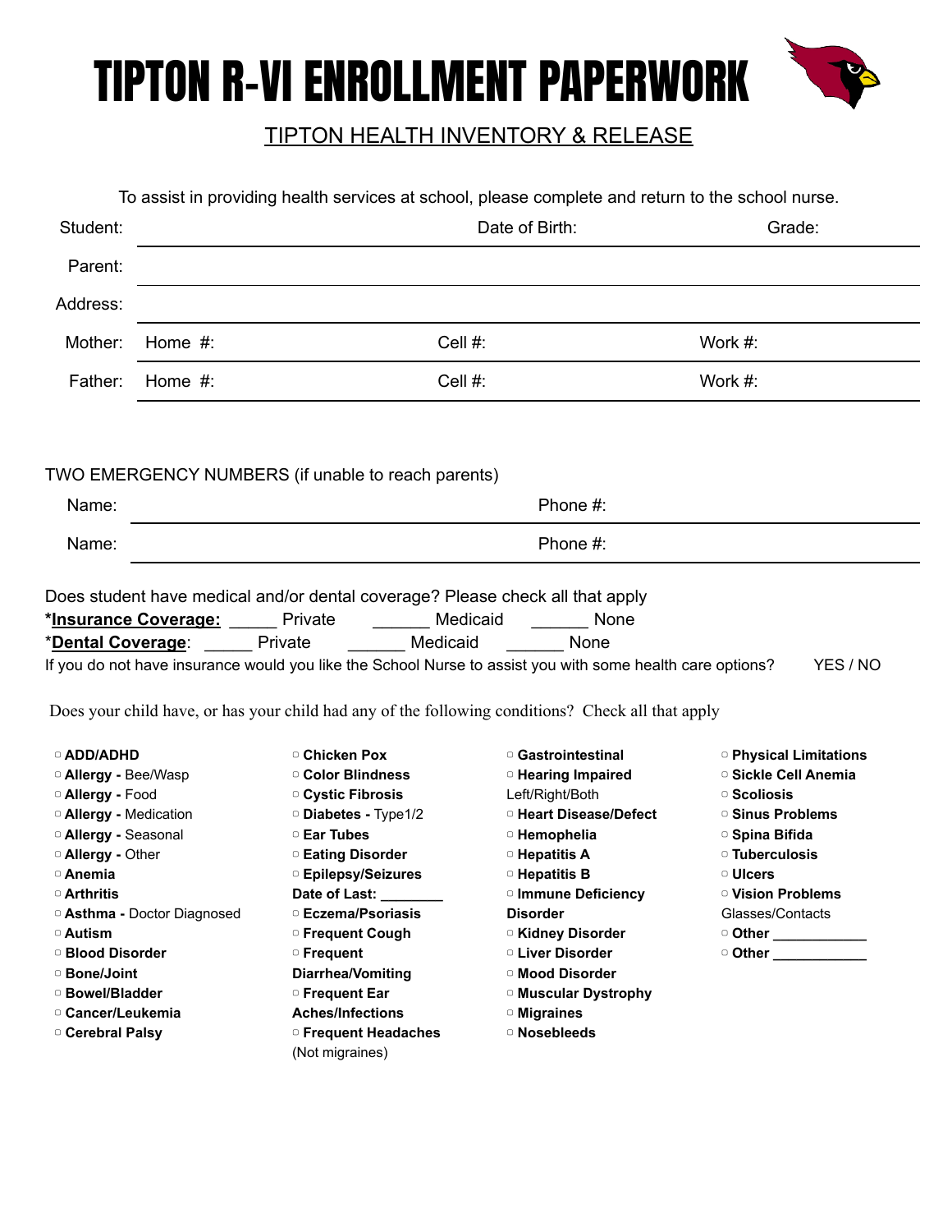# TIPTON R-VI ENROLLMENT PAPERWORK

## TIPTON HEALTH INVENTORY & RELEASE

To assist in providing health services at school, please complete and return to the school nurse.

Student: ____________________ Date of Birth: ____________________ Grade: ____________________

Parent: ________________________________________________________________

Address: ________________________________________________________________

Mother: Home #: ____________________ Cell #: ____________________ Work #: ____________________

Father: Home #: ____________________ Cell #: ____________________ Work #: ____________________

TWO EMERGENCY NUMBERS (if unable to reach parents)

Name: ____________________ Phone #: ____________________

Name: ____________________ Phone #: ____________________

Does student have medical and/or dental coverage? Please check all that apply

***Insurance Coverage:** _____ Private ______ Medicaid ______ None

***Dental Coverage**: _____ Private ______ Medicaid ______ None

If you do not have insurance would you like the School Nurse to assist you with some health care options? YES / NO

Does your child have, or has your child had any of the following conditions? Check all that apply

- ▢ **ADD/ADHD**
- ▢ **Allergy -** Bee/Wasp
- ▢ **Allergy -** Food
- ▢ **Allergy -** Medication
- ▢ **Allergy -** Seasonal
- ▢ **Allergy -** Other
- ▢ **Anemia**
- ▢ **Arthritis**
- ▢ **Asthma -** Doctor Diagnosed
- ▢ **Autism**
- ▢ **Blood Disorder**
- ▢ **Bone/Joint**
- ▢ **Bowel/Bladder**
- ▢ **Cancer/Leukemia**
- ▢ **Cerebral Palsy**
- ▢ **Chicken Pox**
- ▢ **Color Blindness**
- ▢ **Cystic Fibrosis**
- ▢ **Diabetes -** Type1/2
- ▢ **Ear Tubes**
- ▢ **Eating Disorder**
- ▢ **Epilepsy/Seizures** **Date of Last: ________**
- ▢ **Eczema/Psoriasis**
- ▢ **Frequent Cough**
- ▢ **Frequent Diarrhea/Vomiting**
- ▢ **Frequent Ear Aches/Infections**
- ▢ **Frequent Headaches** (Not migraines)
- ▢ **Gastrointestinal**
- ▢ **Hearing Impaired** Left/Right/Both
- ▢ **Heart Disease/Defect**
- ▢ **Hemophelia**
- ▢ **Hepatitis A**
- ▢ **Hepatitis B**
- ▢ **Immune Deficiency Disorder**
- ▢ **Kidney Disorder**
- ▢ **Liver Disorder**
- ▢ **Mood Disorder**
- ▢ **Muscular Dystrophy**
- ▢ **Migraines**
- ▢ **Nosebleeds**
- ▢ **Physical Limitations**
- ▢ **Sickle Cell Anemia**
- ▢ **Scoliosis**
- ▢ **Sinus Problems**
- ▢ **Spina Bifida**
- ▢ **Tuberculosis**
- ▢ **Ulcers**
- ▢ **Vision Problems** Glasses/Contacts
- ▢ **Other ___________**
- ▢ **Other ___________**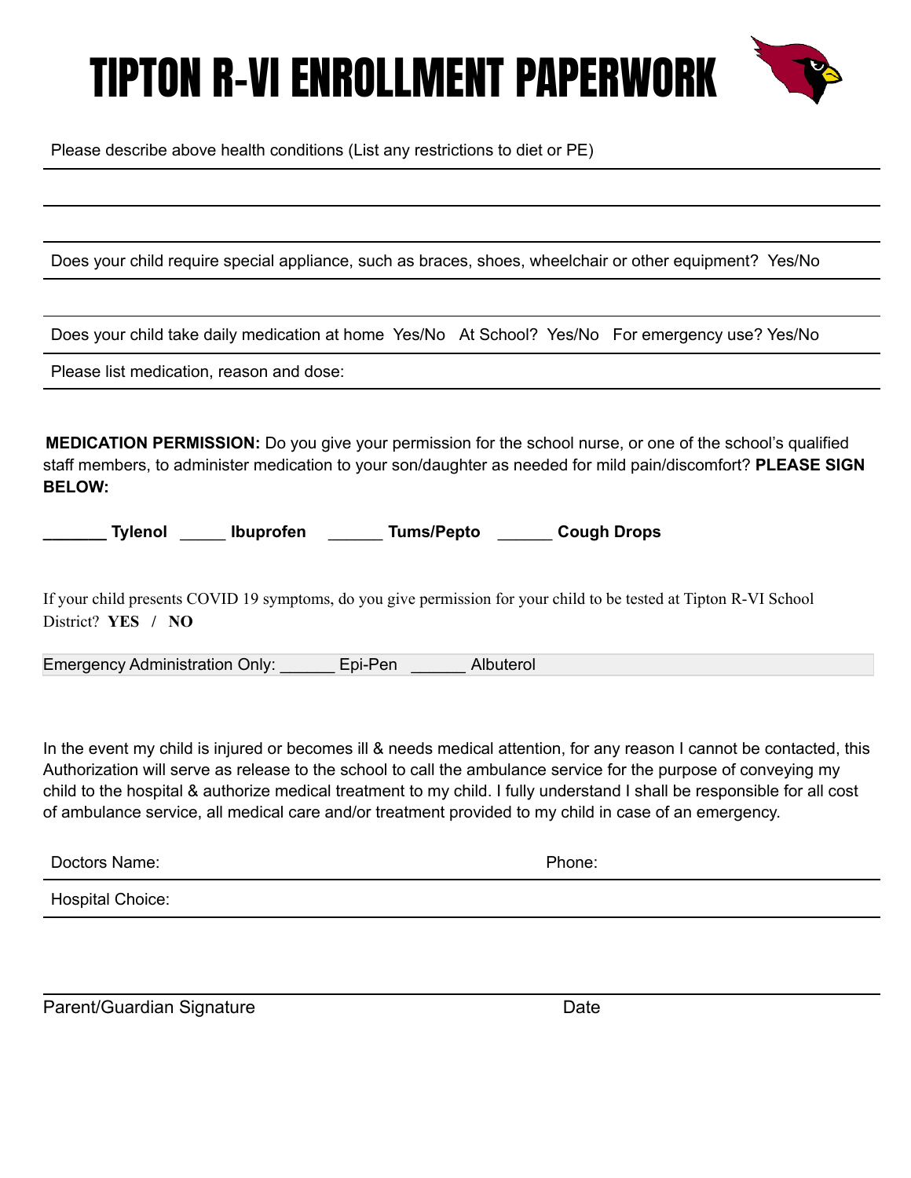# TIPTON R-VI ENROLLMENT PAPERWORK

Please describe above health conditions (List any restrictions to diet or PE)

\_\_\_\_\_\_\_\_\_\_\_\_\_\_\_\_\_\_\_\_\_\_\_\_\_\_\_\_\_\_\_\_\_\_\_\_\_\_\_\_\_\_\_\_\_\_\_\_\_\_\_\_\_\_\_\_\_\_\_\_\_\_\_\_\_\_\_\_\_\_

\_\_\_\_\_\_\_\_\_\_\_\_\_\_\_\_\_\_\_\_\_\_\_\_\_\_\_\_\_\_\_\_\_\_\_\_\_\_\_\_\_\_\_\_\_\_\_\_\_\_\_\_\_\_\_\_\_\_\_\_\_\_\_\_\_\_\_\_\_\_

Does your child require special appliance, such as braces, shoes, wheelchair or other equipment? Yes/No

\_\_\_\_\_\_\_\_\_\_\_\_\_\_\_\_\_\_\_\_\_\_\_\_\_\_\_\_\_\_\_\_\_\_\_\_\_\_\_\_\_\_\_\_\_\_\_\_\_\_\_\_\_\_\_\_\_\_\_\_\_\_\_\_\_\_\_\_\_\_

Does your child take daily medication at home Yes/No At School? Yes/No For emergency use? Yes/No

Please list medication, reason and dose:

**MEDICATION PERMISSION:** Do you give your permission for the school nurse, or one of the school's qualified staff members, to administer medication to your son/daughter as needed for mild pain/discomfort? **PLEASE SIGN BELOW:**

**_______ Tylenol _____ Ibuprofen ______ Tums/Pepto ______ Cough Drops**

If your child presents COVID 19 symptoms, do you give permission for your child to be tested at Tipton R-VI School District? **YES / NO**

Emergency Administration Only: ______ Epi-Pen ______ Albuterol

In the event my child is injured or becomes ill & needs medical attention, for any reason I cannot be contacted, this Authorization will serve as release to the school to call the ambulance service for the purpose of conveying my child to the hospital & authorize medical treatment to my child. I fully understand I shall be responsible for all cost of ambulance service, all medical care and/or treatment provided to my child in case of an emergency.

Doctors Name: Phone:

Hospital Choice:

\_\_\_\_\_\_\_\_\_\_\_\_\_\_\_\_\_\_\_\_\_\_\_\_\_\_\_\_\_\_\_\_\_\_\_\_\_\_\_\_\_\_\_\_\_\_\_\_\_\_\_\_\_\_\_\_\_\_\_\_\_\_\_\_\_\_\_\_\_\_

Parent/Guardian Signature Date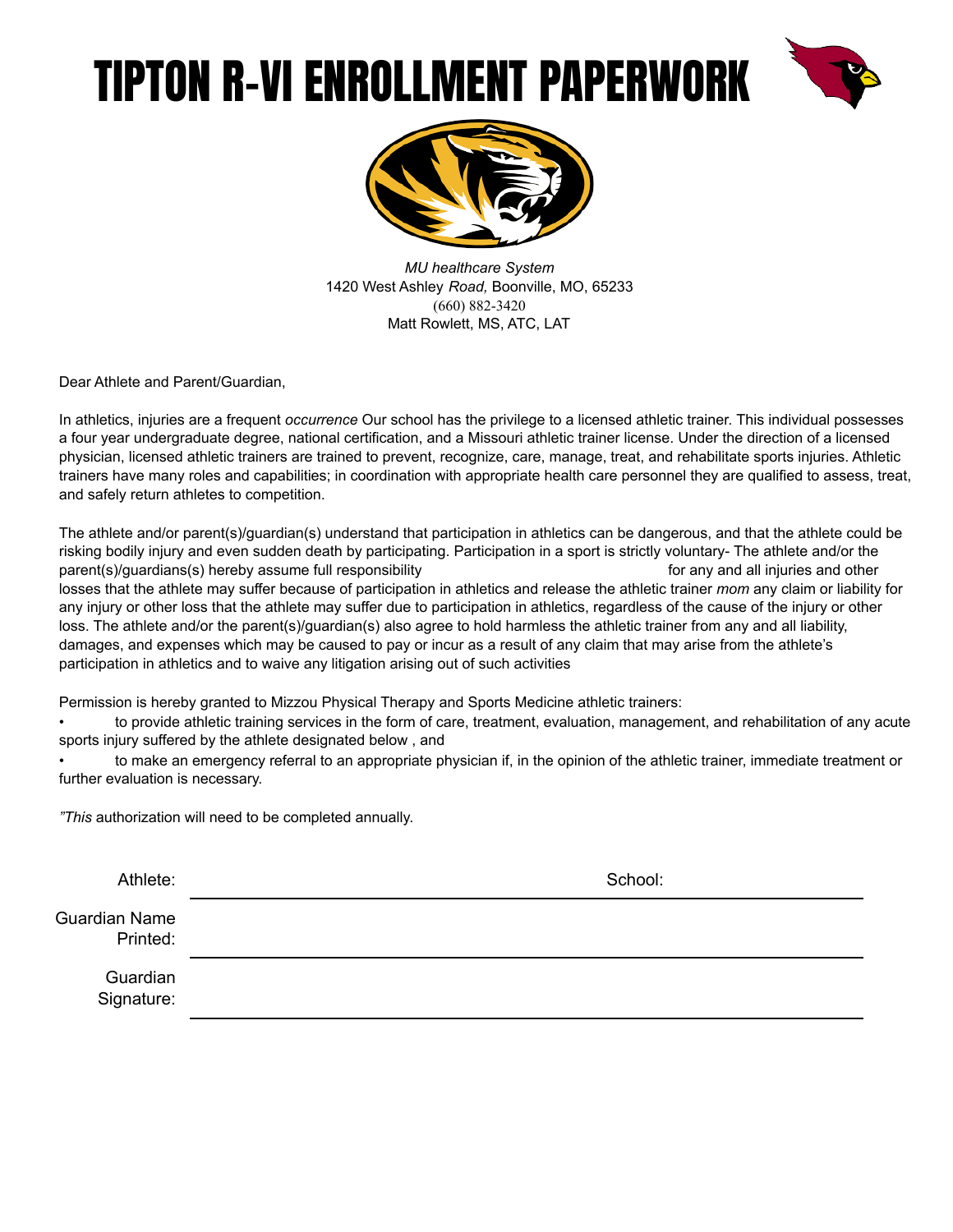# TIPTON R-VI ENROLLMENT PAPERWORK

*MU healthcare System*
1420 West Ashley *Road,* Boonville, MO, 65233
(660) 882-3420
Matt Rowlett, MS, ATC, LAT

Dear Athlete and Parent/Guardian,

In athletics, injuries are a frequent *occurrence* Our school has the privilege to a licensed athletic trainer. This individual possesses a four year undergraduate degree, national certification, and a Missouri athletic trainer license. Under the direction of a licensed physician, licensed athletic trainers are trained to prevent, recognize, care, manage, treat, and rehabilitate sports injuries. Athletic trainers have many roles and capabilities; in coordination with appropriate health care personnel they are qualified to assess, treat, and safely return athletes to competition.

The athlete and/or parent(s)/guardian(s) understand that participation in athletics can be dangerous, and that the athlete could be risking bodily injury and even sudden death by participating. Participation in a sport is strictly voluntary- The athlete and/or the parent(s)/guardians(s) hereby assume full responsibility for any and all injuries and other losses that the athlete may suffer because of participation in athletics and release the athletic trainer *mom* any claim or liability for any injury or other loss that the athlete may suffer due to participation in athletics, regardless of the cause of the injury or other loss. The athlete and/or the parent(s)/guardian(s) also agree to hold harmless the athletic trainer from any and all liability, damages, and expenses which may be caused to pay or incur as a result of any claim that may arise from the athlete's participation in athletics and to waive any litigation arising out of such activities

Permission is hereby granted to Mizzou Physical Therapy and Sports Medicine athletic trainers:

- to provide athletic training services in the form of care, treatment, evaluation, management, and rehabilitation of any acute sports injury suffered by the athlete designated below , and
- to make an emergency referral to an appropriate physician if, in the opinion of the athletic trainer, immediate treatment or further evaluation is necessary.

*"This* authorization will need to be completed annually.

Athlete: ______________________ School: ______________________

Guardian Name Printed: ______________________

Guardian Signature: ______________________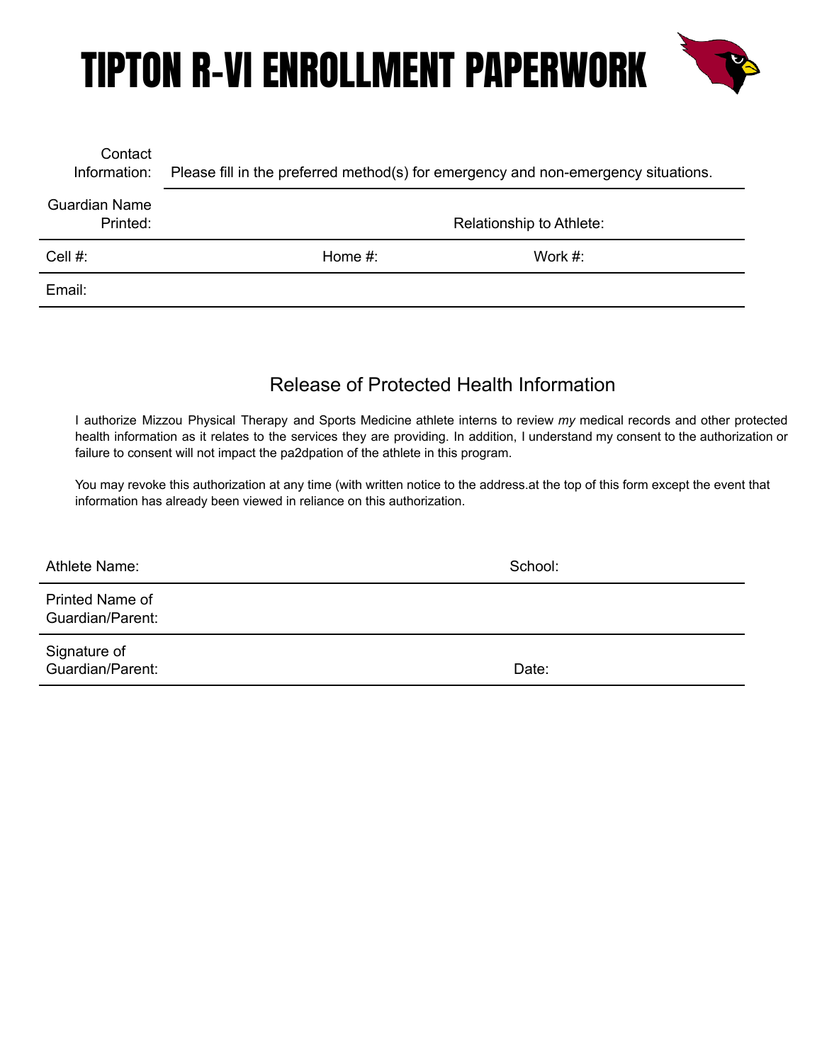# TIPTON R-VI ENROLLMENT PAPERWORK

| Contact Information: | Please fill in the preferred method(s) for emergency and non-emergency situations. | |
|---|---|---|
| Guardian Name Printed: | | Relationship to Athlete: |
| Cell #: | Home #: | Work #: |
| Email: | | |

## Release of Protected Health Information

I authorize Mizzou Physical Therapy and Sports Medicine athlete interns to review *my* medical records and other protected health information as it relates to the services they are providing. In addition, I understand my consent to the authorization or failure to consent will not impact the pa2dpation of the athlete in this program.

You may revoke this authorization at any time (with written notice to the address.at the top of this form except the event that information has already been viewed in reliance on this authorization.

| Athlete Name: | School: |
|---|---|
| Printed Name of Guardian/Parent: | |
| Signature of Guardian/Parent: | Date: |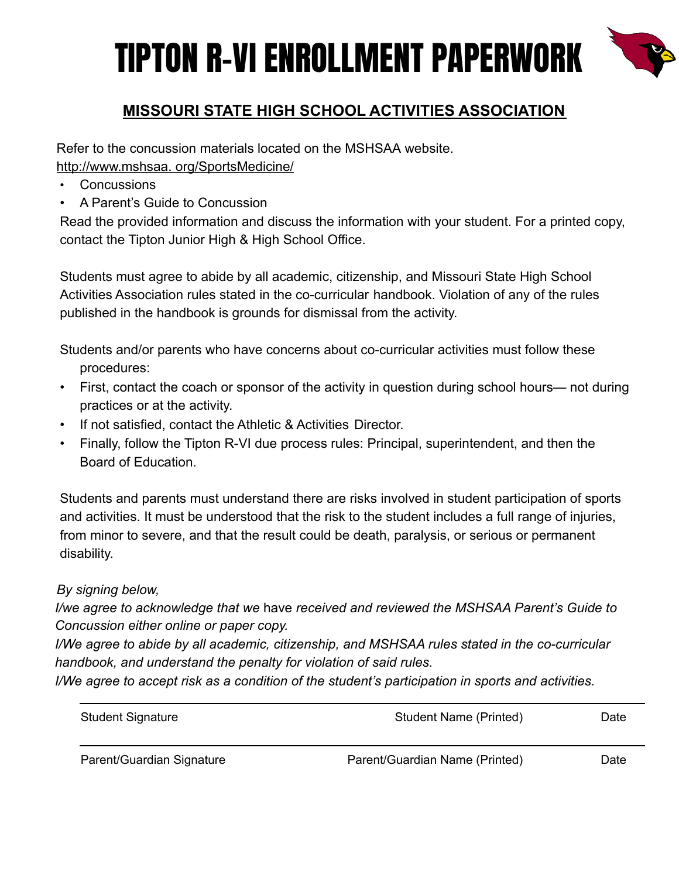# TIPTON R-VI ENROLLMENT PAPERWORK

## MISSOURI STATE HIGH SCHOOL ACTIVITIES ASSOCIATION

Refer to the concussion materials located on the MSHSAA website.
http://www.mshsaa. org/SportsMedicine/

- Concussions
- A Parent's Guide to Concussion

Read the provided information and discuss the information with your student. For a printed copy, contact the Tipton Junior High & High School Office.

Students must agree to abide by all academic, citizenship, and Missouri State High School Activities Association rules stated in the co-curricular handbook. Violation of any of the rules published in the handbook is grounds for dismissal from the activity.

Students and/or parents who have concerns about co-curricular activities must follow these procedures:

- First, contact the coach or sponsor of the activity in question during school hours— not during practices or at the activity.
- If not satisfied, contact the Athletic & Activities Director.
- Finally, follow the Tipton R-VI due process rules: Principal, superintendent, and then the Board of Education.

Students and parents must understand there are risks involved in student participation of sports and activities. It must be understood that the risk to the student includes a full range of injuries, from minor to severe, and that the result could be death, paralysis, or serious or permanent disability.

*By signing below,*
*I/we agree to acknowledge that we* have *received and reviewed the MSHSAA Parent's Guide to Concussion either online or paper copy.*
*I/We agree to abide by all academic, citizenship, and MSHSAA rules stated in the co-curricular handbook, and understand the penalty for violation of said rules.*
*I/We agree to accept risk as a condition of the student's participation in sports and activities.*

| Student Signature | Student Name (Printed) | Date |
|---|---|---|
| Parent/Guardian Signature | Parent/Guardian Name (Printed) | Date |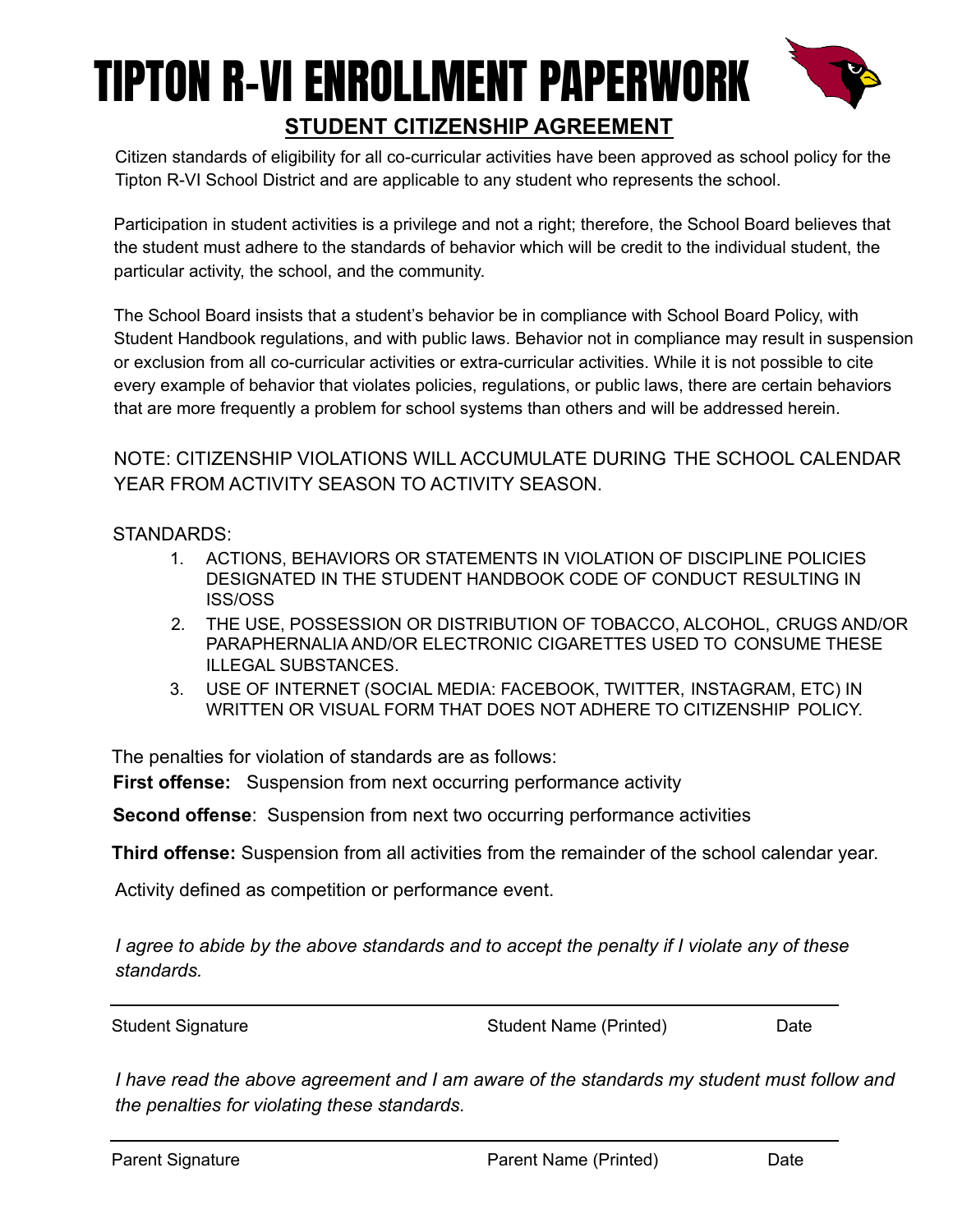# TIPTON R-VI ENROLLMENT PAPERWORK

## STUDENT CITIZENSHIP AGREEMENT

Citizen standards of eligibility for all co-curricular activities have been approved as school policy for the Tipton R-VI School District and are applicable to any student who represents the school.

Participation in student activities is a privilege and not a right; therefore, the School Board believes that the student must adhere to the standards of behavior which will be credit to the individual student, the particular activity, the school, and the community.

The School Board insists that a student's behavior be in compliance with School Board Policy, with Student Handbook regulations, and with public laws. Behavior not in compliance may result in suspension or exclusion from all co-curricular activities or extra-curricular activities. While it is not possible to cite every example of behavior that violates policies, regulations, or public laws, there are certain behaviors that are more frequently a problem for school systems than others and will be addressed herein.

NOTE: CITIZENSHIP VIOLATIONS WILL ACCUMULATE DURING THE SCHOOL CALENDAR YEAR FROM ACTIVITY SEASON TO ACTIVITY SEASON.

STANDARDS:

1. ACTIONS, BEHAVIORS OR STATEMENTS IN VIOLATION OF DISCIPLINE POLICIES DESIGNATED IN THE STUDENT HANDBOOK CODE OF CONDUCT RESULTING IN ISS/OSS
2. THE USE, POSSESSION OR DISTRIBUTION OF TOBACCO, ALCOHOL, CRUGS AND/OR PARAPHERNALIA AND/OR ELECTRONIC CIGARETTES USED TO CONSUME THESE ILLEGAL SUBSTANCES.
3. USE OF INTERNET (SOCIAL MEDIA: FACEBOOK, TWITTER, INSTAGRAM, ETC) IN WRITTEN OR VISUAL FORM THAT DOES NOT ADHERE TO CITIZENSHIP POLICY.

The penalties for violation of standards are as follows:

**First offense:** Suspension from next occurring performance activity

**Second offense**: Suspension from next two occurring performance activities

**Third offense:** Suspension from all activities from the remainder of the school calendar year.

Activity defined as competition or performance event.

*I agree to abide by the above standards and to accept the penalty if I violate any of these standards.*

______________________________________________________________

Student Signature          Student Name (Printed)          Date

*I have read the above agreement and I am aware of the standards my student must follow and the penalties for violating these standards.*

______________________________________________________________

Parent Signature          Parent Name (Printed)          Date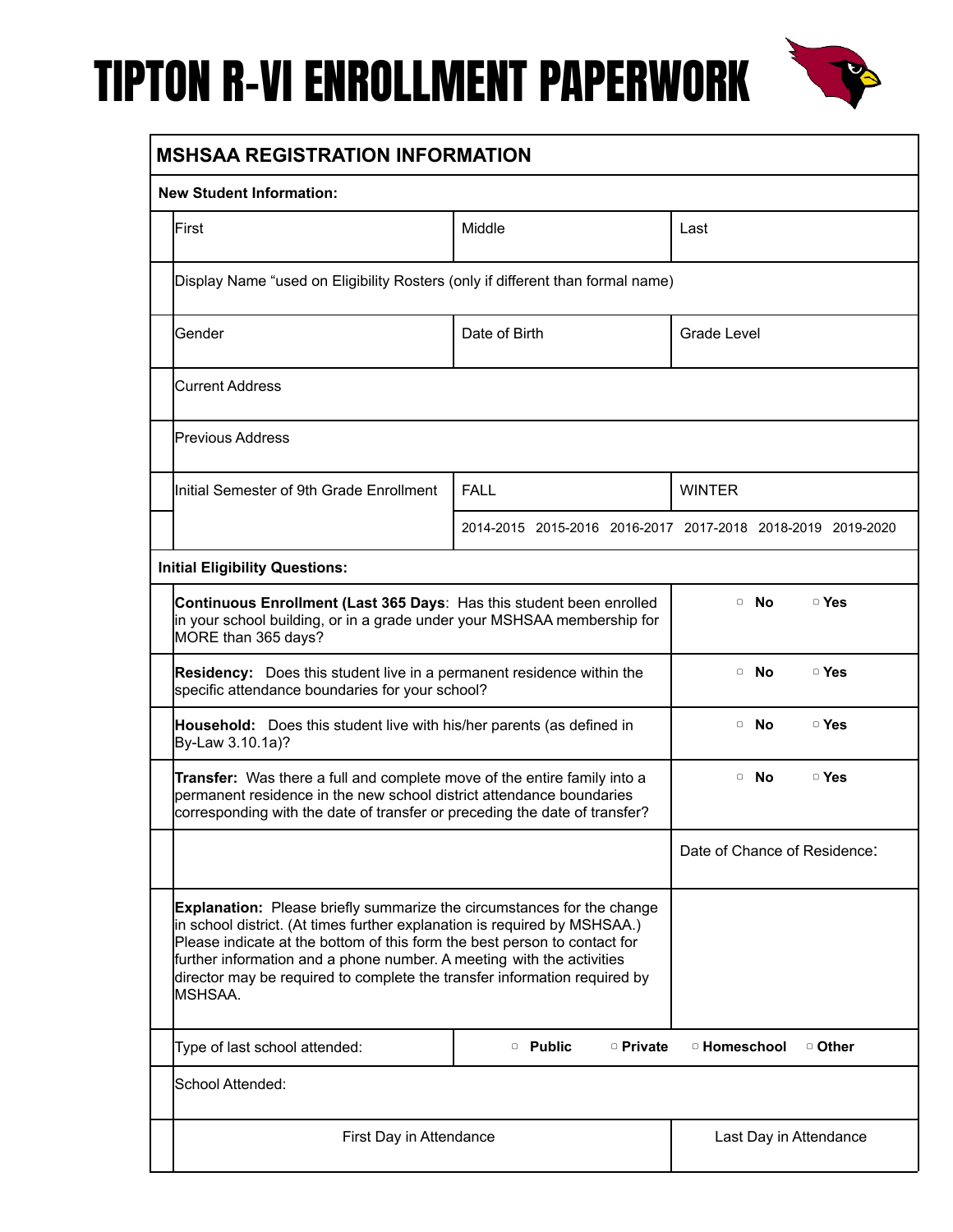# TIPTON R-VI ENROLLMENT PAPERWORK

## MSHSAA REGISTRATION INFORMATION

**New Student Information:**

| First | Middle | Last |
|---|---|---|
| Display Name "used on Eligibility Rosters (only if different than formal name) | | |
| Gender | Date of Birth | Grade Level |
| Current Address | | |
| Previous Address | | |
| Initial Semester of 9th Grade Enrollment | FALL | WINTER |
| | 2014-2015 2015-2016 2016-2017 2017-2018 2018-2019 2019-2020 | |

**Initial Eligibility Questions:**

| Question | Answer |
|---|---|
| **Continuous Enrollment (Last 365 Days**: Has this student been enrolled in your school building, or in a grade under your MSHSAA membership for MORE than 365 days? | ▢ **No** ▢ **Yes** |
| **Residency:** Does this student live in a permanent residence within the specific attendance boundaries for your school? | ▢ **No** ▢ **Yes** |
| **Household:** Does this student live with his/her parents (as defined in By-Law 3.10.1a)? | ▢ **No** ▢ **Yes** |
| **Transfer:** Was there a full and complete move of the entire family into a permanent residence in the new school district attendance boundaries corresponding with the date of transfer or preceding the date of transfer? | ▢ **No** ▢ **Yes** |
| | Date of Chance of Residence: |
| **Explanation:** Please briefly summarize the circumstances for the change in school district. (At times further explanation is required by MSHSAA.) Please indicate at the bottom of this form the best person to contact for further information and a phone number. A meeting with the activities director may be required to complete the transfer information required by MSHSAA. | |

| Type of last school attended: | ▢ **Public** ▢ **Private** ▢ **Homeschool** ▢ **Other** |
|---|---|
| School Attended: | |
| First Day in Attendance | Last Day in Attendance |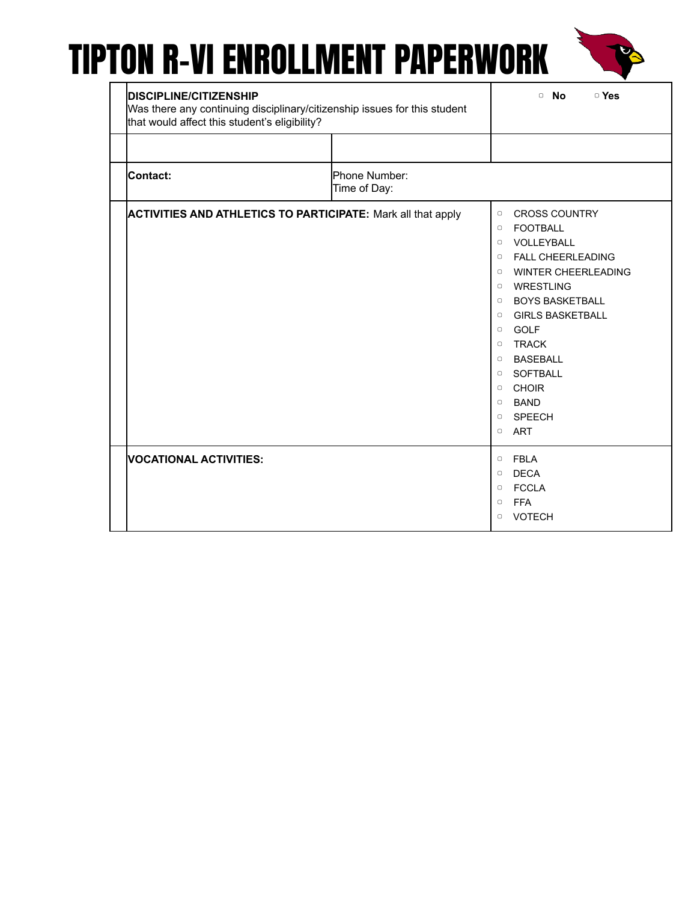# TIPTON R-VI ENROLLMENT PAPERWORK

| | | | |
|---|---|---|---|
| | **DISCIPLINE/CITIZENSHIP**<br>Was there any continuing disciplinary/citizenship issues for this student that would affect this student's eligibility? | | ▢ **No** ▢ **Yes** |
| | | | |
| | **Contact:** | Phone Number:<br>Time of Day: | |
| | **ACTIVITIES AND ATHLETICS TO PARTICIPATE:** Mark all that apply | | ▢ CROSS COUNTRY<br>▢ FOOTBALL<br>▢ VOLLEYBALL<br>▢ FALL CHEERLEADING<br>▢ WINTER CHEERLEADING<br>▢ WRESTLING<br>▢ BOYS BASKETBALL<br>▢ GIRLS BASKETBALL<br>▢ GOLF<br>▢ TRACK<br>▢ BASEBALL<br>▢ SOFTBALL<br>▢ CHOIR<br>▢ BAND<br>▢ SPEECH<br>▢ ART |
| | **VOCATIONAL ACTIVITIES:** | | ▢ FBLA<br>▢ DECA<br>▢ FCCLA<br>▢ FFA<br>▢ VOTECH |